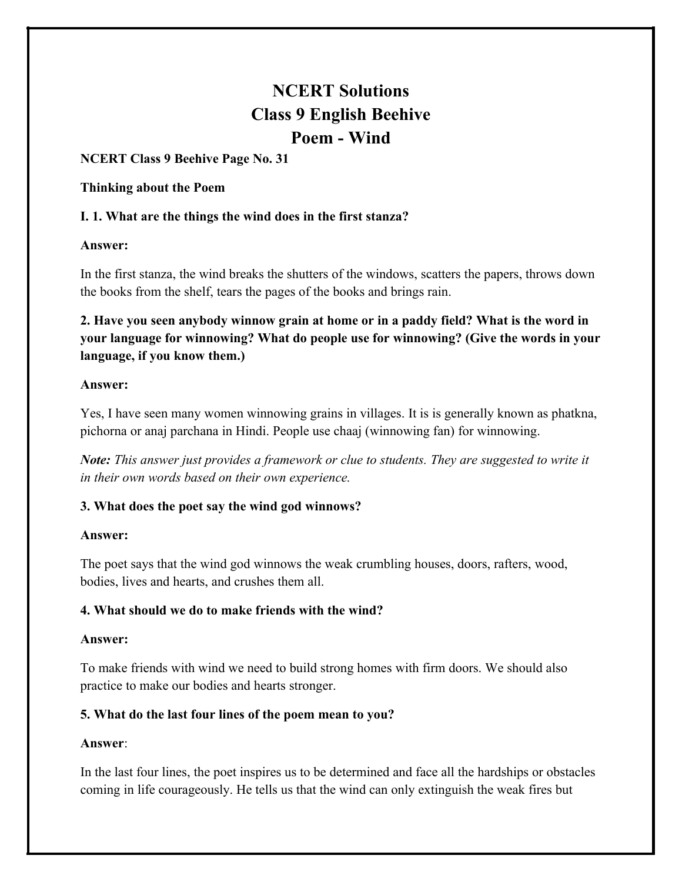# NCERT Solutions
# Class 9 English Beehive
# Poem - Wind

**NCERT Class 9 Beehive Page No. 31**

**Thinking about the Poem**

**I. 1. What are the things the wind does in the first stanza?**

**Answer:**

In the first stanza, the wind breaks the shutters of the windows, scatters the papers, throws down the books from the shelf, tears the pages of the books and brings rain.

**2. Have you seen anybody winnow grain at home or in a paddy field? What is the word in your language for winnowing? What do people use for winnowing? (Give the words in your language, if you know them.)**

**Answer:**

Yes, I have seen many women winnowing grains in villages. It is is generally known as phatkna, pichorna or anaj parchana in Hindi. People use chaaj (winnowing fan) for winnowing.

***Note:*** *This answer just provides a framework or clue to students. They are suggested to write it in their own words based on their own experience.*

**3. What does the poet say the wind god winnows?**

**Answer:**

The poet says that the wind god winnows the weak crumbling houses, doors, rafters, wood, bodies, lives and hearts, and crushes them all.

**4. What should we do to make friends with the wind?**

**Answer:**

To make friends with wind we need to build strong homes with firm doors. We should also practice to make our bodies and hearts stronger.

**5. What do the last four lines of the poem mean to you?**

**Answer**:

In the last four lines, the poet inspires us to be determined and face all the hardships or obstacles coming in life courageously. He tells us that the wind can only extinguish the weak fires but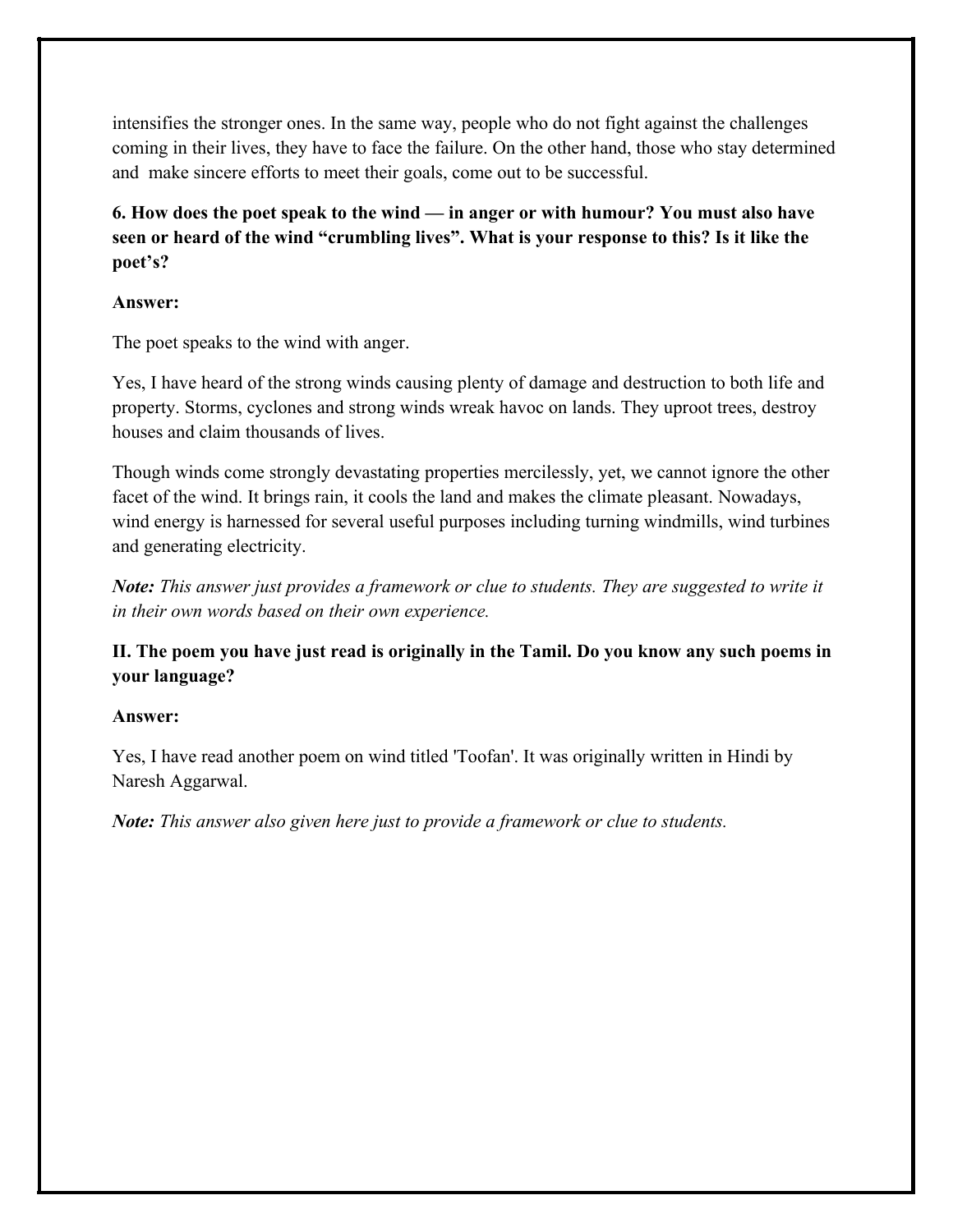intensifies the stronger ones. In the same way, people who do not fight against the challenges coming in their lives, they have to face the failure. On the other hand, those who stay determined and make sincere efforts to meet their goals, come out to be successful.

**6. How does the poet speak to the wind — in anger or with humour? You must also have seen or heard of the wind "crumbling lives". What is your response to this? Is it like the poet's?**

**Answer:**

The poet speaks to the wind with anger.

Yes, I have heard of the strong winds causing plenty of damage and destruction to both life and property. Storms, cyclones and strong winds wreak havoc on lands. They uproot trees, destroy houses and claim thousands of lives.

Though winds come strongly devastating properties mercilessly, yet, we cannot ignore the other facet of the wind. It brings rain, it cools the land and makes the climate pleasant. Nowadays, wind energy is harnessed for several useful purposes including turning windmills, wind turbines and generating electricity.

***Note:*** *This answer just provides a framework or clue to students. They are suggested to write it in their own words based on their own experience.*

**II. The poem you have just read is originally in the Tamil. Do you know any such poems in your language?**

**Answer:**

Yes, I have read another poem on wind titled 'Toofan'. It was originally written in Hindi by Naresh Aggarwal.

***Note:*** *This answer also given here just to provide a framework or clue to students.*